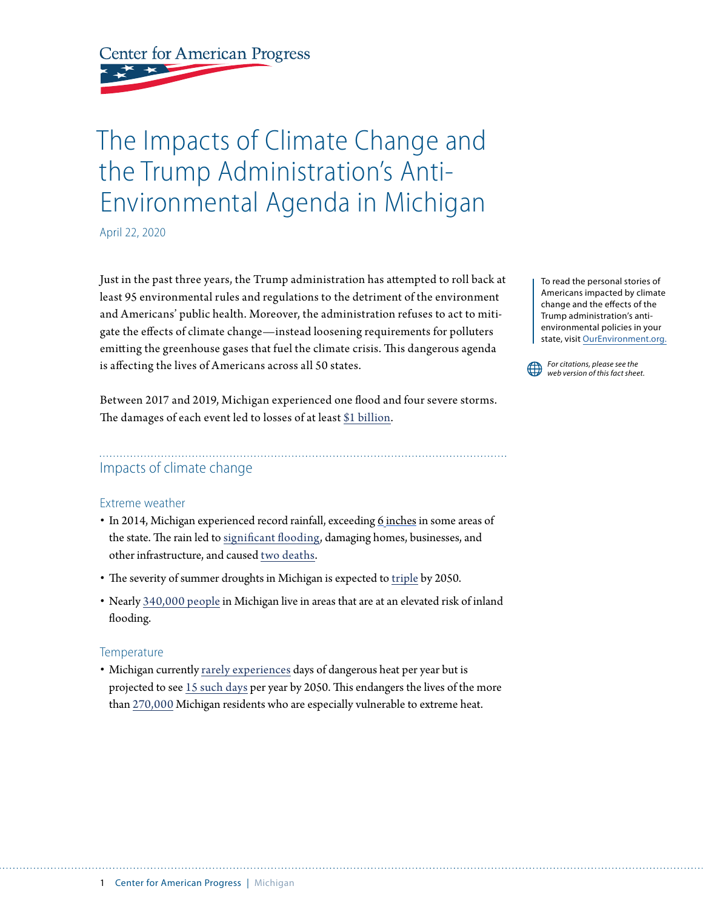Center for American Progress

# The Impacts of Climate Change and the Trump Administration's Anti-Environmental Agenda in Michigan

April 22, 2020

Just in the past three years, the Trump administration has attempted to roll back at least 95 environmental rules and regulations to the detriment of the environment and Americans' public health. Moreover, the administration refuses to act to mitigate the effects of climate change—instead loosening requirements for polluters emitting the greenhouse gases that fuel the climate crisis. This dangerous agenda is affecting the lives of Americans across all 50 states.

To read the personal stories of Americans impacted by climate change and the effects of the Trump administration's anti-environmental policies in your state, visit OurEnvironment.org.

*For citations, please see the web version of this fact sheet.*

Between 2017 and 2019, Michigan experienced one flood and four severe storms. The damages of each event led to losses of at least $1 billion.

## Impacts of climate change

### Extreme weather

- In 2014, Michigan experienced record rainfall, exceeding 6 inches in some areas of the state. The rain led to significant flooding, damaging homes, businesses, and other infrastructure, and caused two deaths.
- The severity of summer droughts in Michigan is expected to triple by 2050.
- Nearly 340,000 people in Michigan live in areas that are at an elevated risk of inland flooding.

### Temperature

- Michigan currently rarely experiences days of dangerous heat per year but is projected to see 15 such days per year by 2050. This endangers the lives of the more than 270,000 Michigan residents who are especially vulnerable to extreme heat.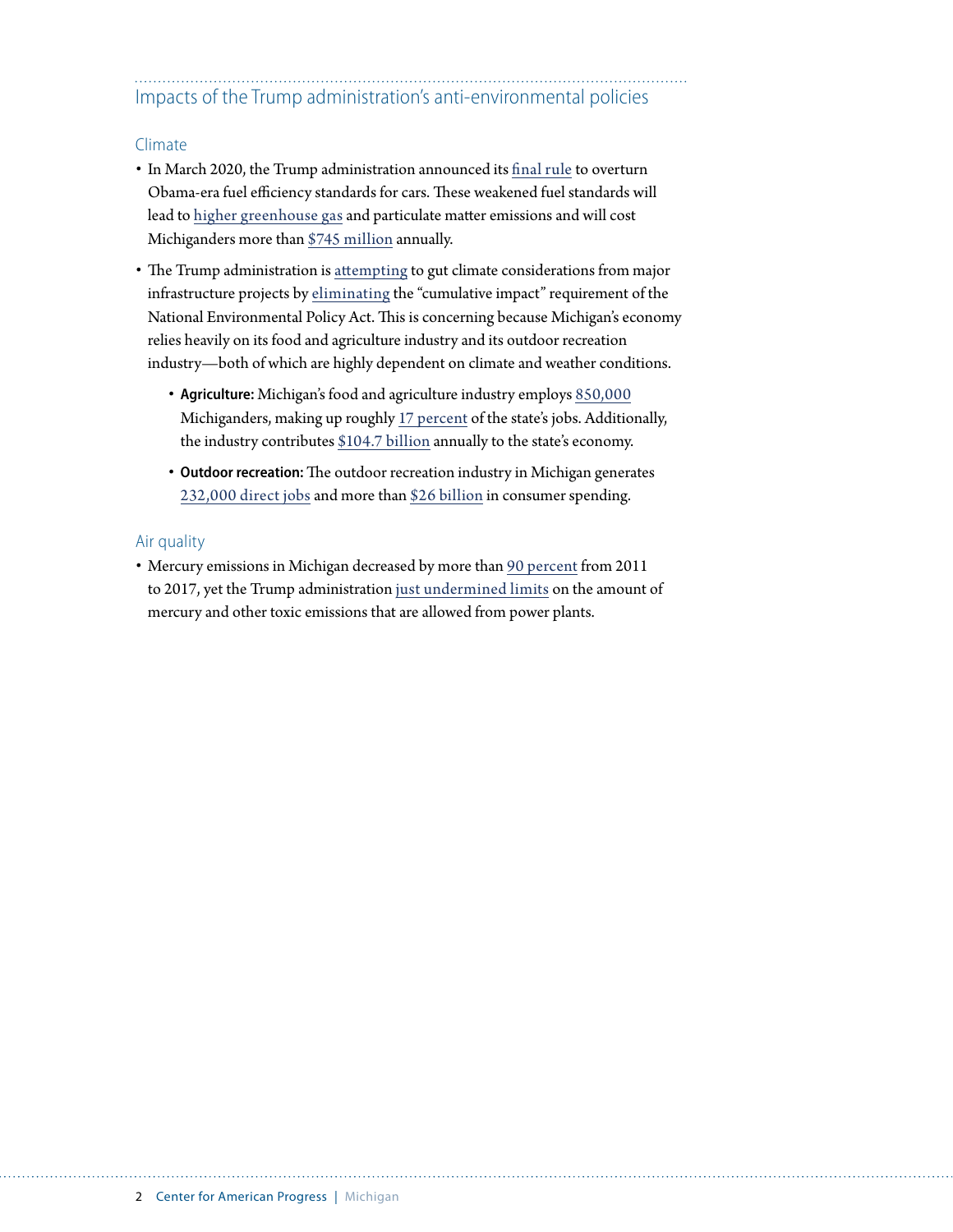## Impacts of the Trump administration's anti-environmental policies

### Climate

- In March 2020, the Trump administration announced its final rule to overturn Obama-era fuel efficiency standards for cars. These weakened fuel standards will lead to higher greenhouse gas and particulate matter emissions and will cost Michiganders more than $745 million annually.
- The Trump administration is attempting to gut climate considerations from major infrastructure projects by eliminating the "cumulative impact" requirement of the National Environmental Policy Act. This is concerning because Michigan's economy relies heavily on its food and agriculture industry and its outdoor recreation industry—both of which are highly dependent on climate and weather conditions.
  - **Agriculture:** Michigan's food and agriculture industry employs 850,000 Michiganders, making up roughly 17 percent of the state's jobs. Additionally, the industry contributes $104.7 billion annually to the state's economy.
  - **Outdoor recreation:** The outdoor recreation industry in Michigan generates 232,000 direct jobs and more than $26 billion in consumer spending.

### Air quality

- Mercury emissions in Michigan decreased by more than 90 percent from 2011 to 2017, yet the Trump administration just undermined limits on the amount of mercury and other toxic emissions that are allowed from power plants.